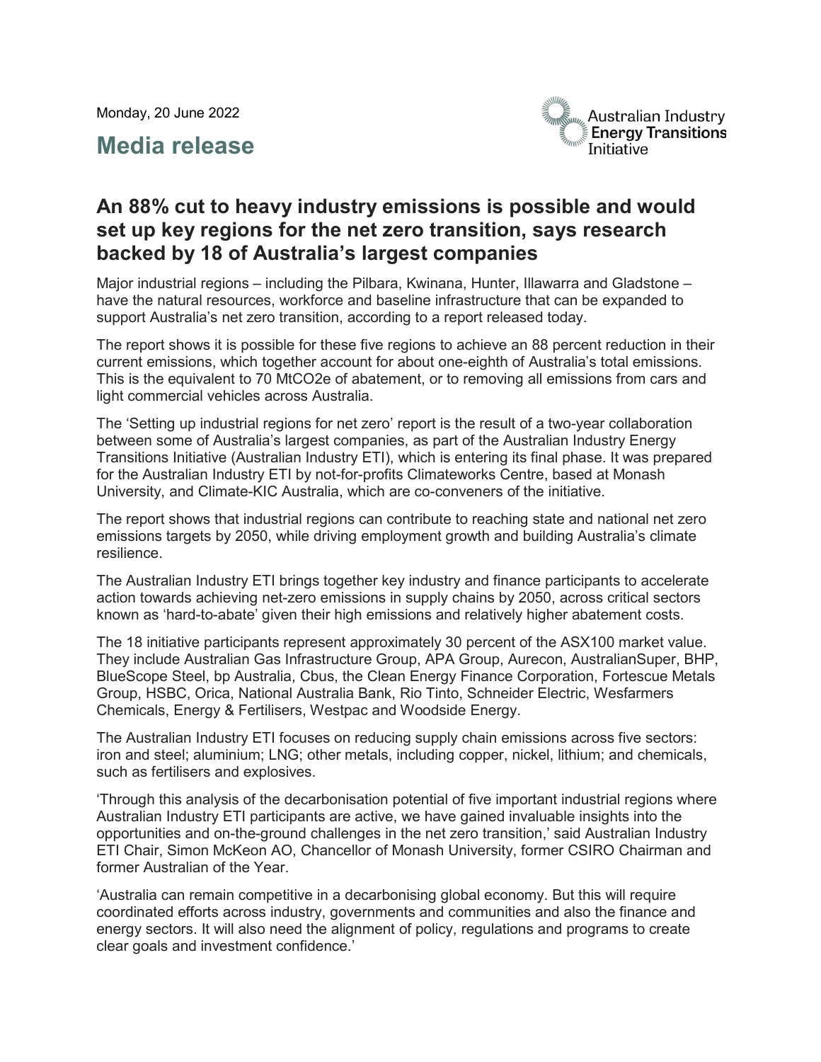Monday, 20 June 2022

# Media release

Australian Industry **Energy Transitions** Initiative

## An 88% cut to heavy industry emissions is possible and would set up key regions for the net zero transition, says research backed by 18 of Australia's largest companies

Major industrial regions – including the Pilbara, Kwinana, Hunter, Illawarra and Gladstone – have the natural resources, workforce and baseline infrastructure that can be expanded to support Australia's net zero transition, according to a report released today.

The report shows it is possible for these five regions to achieve an 88 percent reduction in their current emissions, which together account for about one-eighth of Australia's total emissions. This is the equivalent to 70 MtCO2e of abatement, or to removing all emissions from cars and light commercial vehicles across Australia.

The 'Setting up industrial regions for net zero' report is the result of a two-year collaboration between some of Australia's largest companies, as part of the Australian Industry Energy Transitions Initiative (Australian Industry ETI), which is entering its final phase. It was prepared for the Australian Industry ETI by not-for-profits Climateworks Centre, based at Monash University, and Climate-KIC Australia, which are co-conveners of the initiative.

The report shows that industrial regions can contribute to reaching state and national net zero emissions targets by 2050, while driving employment growth and building Australia's climate resilience.

The Australian Industry ETI brings together key industry and finance participants to accelerate action towards achieving net-zero emissions in supply chains by 2050, across critical sectors known as 'hard-to-abate' given their high emissions and relatively higher abatement costs.

The 18 initiative participants represent approximately 30 percent of the ASX100 market value. They include Australian Gas Infrastructure Group, APA Group, Aurecon, AustralianSuper, BHP, BlueScope Steel, bp Australia, Cbus, the Clean Energy Finance Corporation, Fortescue Metals Group, HSBC, Orica, National Australia Bank, Rio Tinto, Schneider Electric, Wesfarmers Chemicals, Energy & Fertilisers, Westpac and Woodside Energy.

The Australian Industry ETI focuses on reducing supply chain emissions across five sectors: iron and steel; aluminium; LNG; other metals, including copper, nickel, lithium; and chemicals, such as fertilisers and explosives.

'Through this analysis of the decarbonisation potential of five important industrial regions where Australian Industry ETI participants are active, we have gained invaluable insights into the opportunities and on-the-ground challenges in the net zero transition,' said Australian Industry ETI Chair, Simon McKeon AO, Chancellor of Monash University, former CSIRO Chairman and former Australian of the Year.

'Australia can remain competitive in a decarbonising global economy. But this will require coordinated efforts across industry, governments and communities and also the finance and energy sectors. It will also need the alignment of policy, regulations and programs to create clear goals and investment confidence.'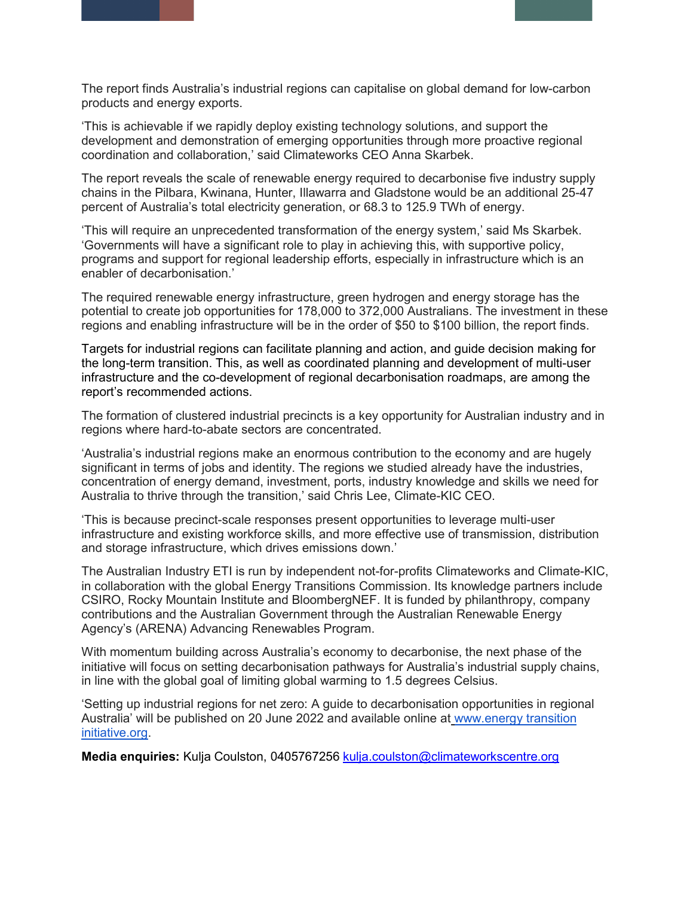The report finds Australia’s industrial regions can capitalise on global demand for low-carbon products and energy exports.

‘This is achievable if we rapidly deploy existing technology solutions, and support the development and demonstration of emerging opportunities through more proactive regional coordination and collaboration,’ said Climateworks CEO Anna Skarbek.

The report reveals the scale of renewable energy required to decarbonise five industry supply chains in the Pilbara, Kwinana, Hunter, Illawarra and Gladstone would be an additional 25-47 percent of Australia’s total electricity generation, or 68.3 to 125.9 TWh of energy.

‘This will require an unprecedented transformation of the energy system,’ said Ms Skarbek. ‘Governments will have a significant role to play in achieving this, with supportive policy, programs and support for regional leadership efforts, especially in infrastructure which is an enabler of decarbonisation.’

The required renewable energy infrastructure, green hydrogen and energy storage has the potential to create job opportunities for 178,000 to 372,000 Australians. The investment in these regions and enabling infrastructure will be in the order of $50 to $100 billion, the report finds.

Targets for industrial regions can facilitate planning and action, and guide decision making for the long-term transition. This, as well as coordinated planning and development of multi-user infrastructure and the co-development of regional decarbonisation roadmaps, are among the report’s recommended actions.

The formation of clustered industrial precincts is a key opportunity for Australian industry and in regions where hard-to-abate sectors are concentrated.

‘Australia’s industrial regions make an enormous contribution to the economy and are hugely significant in terms of jobs and identity. The regions we studied already have the industries, concentration of energy demand, investment, ports, industry knowledge and skills we need for Australia to thrive through the transition,’ said Chris Lee, Climate-KIC CEO.

‘This is because precinct-scale responses present opportunities to leverage multi-user infrastructure and existing workforce skills, and more effective use of transmission, distribution and storage infrastructure, which drives emissions down.’

The Australian Industry ETI is run by independent not-for-profits Climateworks and Climate-KIC, in collaboration with the global Energy Transitions Commission. Its knowledge partners include CSIRO, Rocky Mountain Institute and BloombergNEF. It is funded by philanthropy, company contributions and the Australian Government through the Australian Renewable Energy Agency’s (ARENA) Advancing Renewables Program.

With momentum building across Australia’s economy to decarbonise, the next phase of the initiative will focus on setting decarbonisation pathways for Australia’s industrial supply chains, in line with the global goal of limiting global warming to 1.5 degrees Celsius.

‘Setting up industrial regions for net zero: A guide to decarbonisation opportunities in regional Australia’ will be published on 20 June 2022 and available online at www.energy transition initiative.org.

**Media enquiries:** Kulja Coulston, 0405767256 kulja.coulston@climateworkscentre.org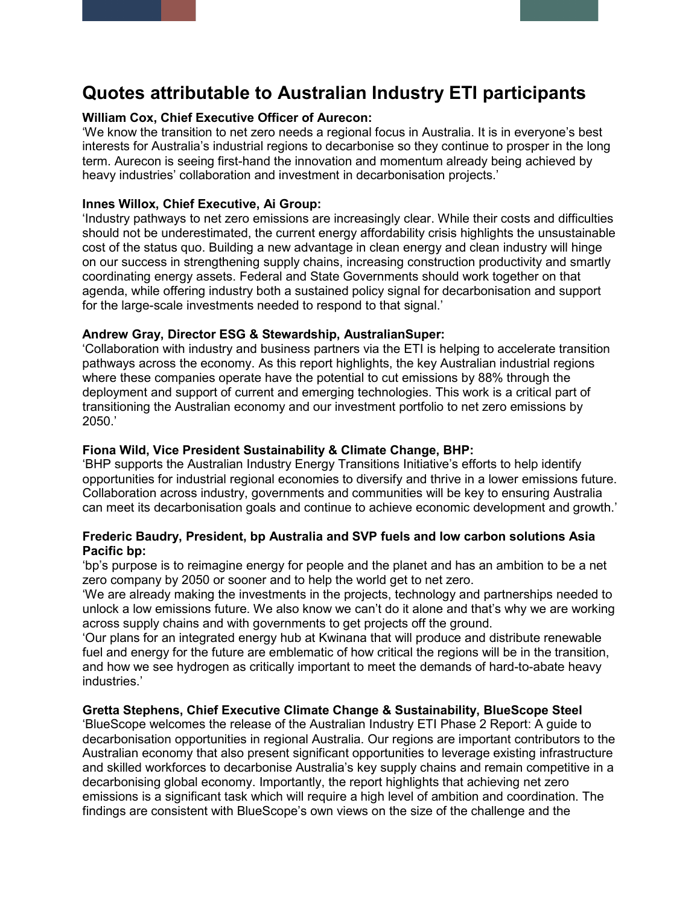# Quotes attributable to Australian Industry ETI participants

**William Cox, Chief Executive Officer of Aurecon:**
'We know the transition to net zero needs a regional focus in Australia. It is in everyone's best interests for Australia's industrial regions to decarbonise so they continue to prosper in the long term. Aurecon is seeing first-hand the innovation and momentum already being achieved by heavy industries' collaboration and investment in decarbonisation projects.'

**Innes Willox, Chief Executive, Ai Group:**
'Industry pathways to net zero emissions are increasingly clear. While their costs and difficulties should not be underestimated, the current energy affordability crisis highlights the unsustainable cost of the status quo. Building a new advantage in clean energy and clean industry will hinge on our success in strengthening supply chains, increasing construction productivity and smartly coordinating energy assets. Federal and State Governments should work together on that agenda, while offering industry both a sustained policy signal for decarbonisation and support for the large-scale investments needed to respond to that signal.'

**Andrew Gray, Director ESG & Stewardship, AustralianSuper:**
'Collaboration with industry and business partners via the ETI is helping to accelerate transition pathways across the economy. As this report highlights, the key Australian industrial regions where these companies operate have the potential to cut emissions by 88% through the deployment and support of current and emerging technologies. This work is a critical part of transitioning the Australian economy and our investment portfolio to net zero emissions by 2050.'

**Fiona Wild, Vice President Sustainability & Climate Change, BHP:**
'BHP supports the Australian Industry Energy Transitions Initiative's efforts to help identify opportunities for industrial regional economies to diversify and thrive in a lower emissions future. Collaboration across industry, governments and communities will be key to ensuring Australia can meet its decarbonisation goals and continue to achieve economic development and growth.'

**Frederic Baudry, President, bp Australia and SVP fuels and low carbon solutions Asia Pacific bp:**
'bp's purpose is to reimagine energy for people and the planet and has an ambition to be a net zero company by 2050 or sooner and to help the world get to net zero.
'We are already making the investments in the projects, technology and partnerships needed to unlock a low emissions future. We also know we can't do it alone and that's why we are working across supply chains and with governments to get projects off the ground.
'Our plans for an integrated energy hub at Kwinana that will produce and distribute renewable fuel and energy for the future are emblematic of how critical the regions will be in the transition, and how we see hydrogen as critically important to meet the demands of hard-to-abate heavy industries.'

**Gretta Stephens, Chief Executive Climate Change & Sustainability, BlueScope Steel**
'BlueScope welcomes the release of the Australian Industry ETI Phase 2 Report: A guide to decarbonisation opportunities in regional Australia. Our regions are important contributors to the Australian economy that also present significant opportunities to leverage existing infrastructure and skilled workforces to decarbonise Australia's key supply chains and remain competitive in a decarbonising global economy. Importantly, the report highlights that achieving net zero emissions is a significant task which will require a high level of ambition and coordination. The findings are consistent with BlueScope's own views on the size of the challenge and the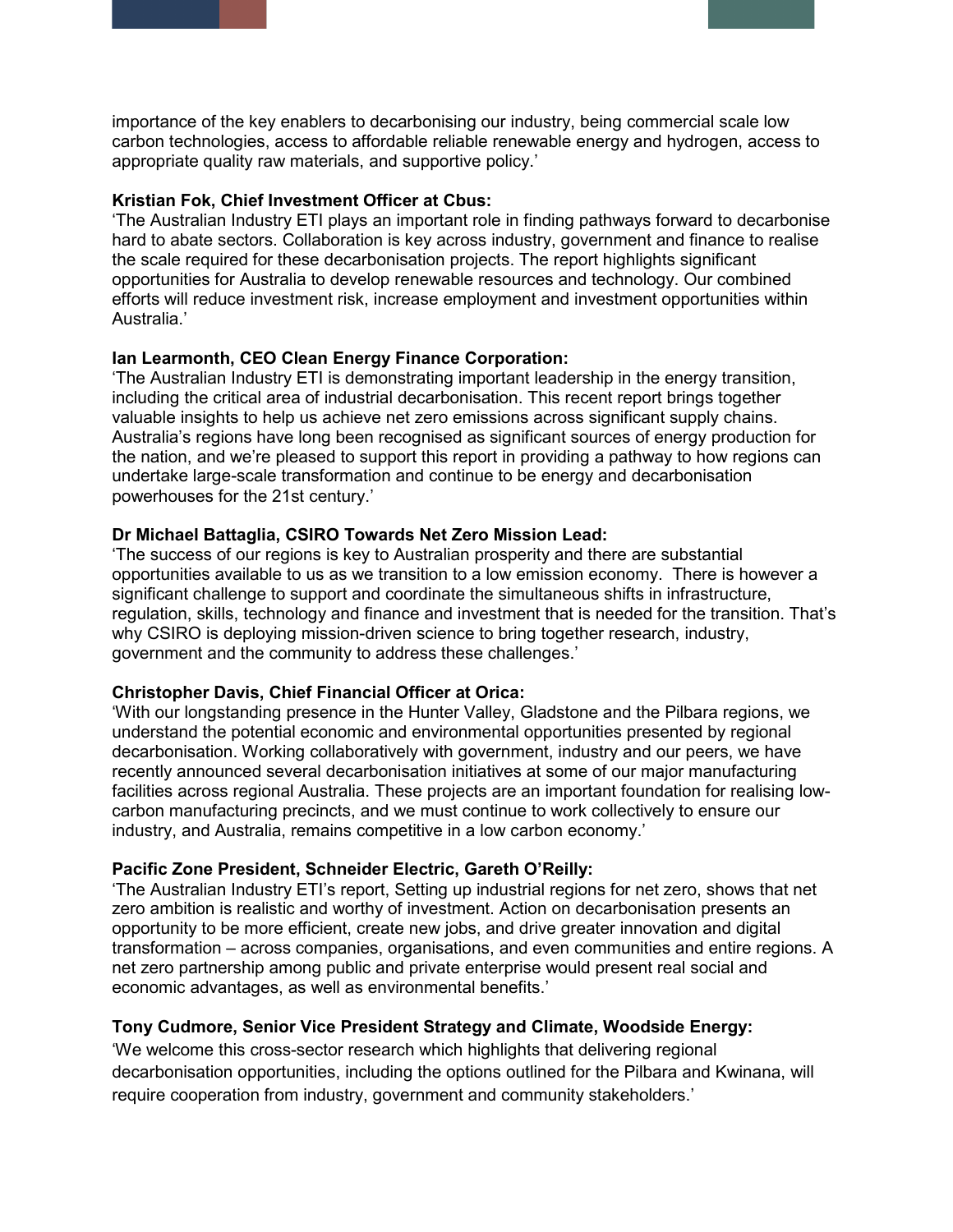importance of the key enablers to decarbonising our industry, being commercial scale low carbon technologies, access to affordable reliable renewable energy and hydrogen, access to appropriate quality raw materials, and supportive policy.'

**Kristian Fok, Chief Investment Officer at Cbus:**
'The Australian Industry ETI plays an important role in finding pathways forward to decarbonise hard to abate sectors. Collaboration is key across industry, government and finance to realise the scale required for these decarbonisation projects. The report highlights significant opportunities for Australia to develop renewable resources and technology. Our combined efforts will reduce investment risk, increase employment and investment opportunities within Australia.'

**Ian Learmonth, CEO Clean Energy Finance Corporation:**
'The Australian Industry ETI is demonstrating important leadership in the energy transition, including the critical area of industrial decarbonisation. This recent report brings together valuable insights to help us achieve net zero emissions across significant supply chains. Australia's regions have long been recognised as significant sources of energy production for the nation, and we're pleased to support this report in providing a pathway to how regions can undertake large-scale transformation and continue to be energy and decarbonisation powerhouses for the 21st century.'

**Dr Michael Battaglia, CSIRO Towards Net Zero Mission Lead:**
'The success of our regions is key to Australian prosperity and there are substantial opportunities available to us as we transition to a low emission economy. There is however a significant challenge to support and coordinate the simultaneous shifts in infrastructure, regulation, skills, technology and finance and investment that is needed for the transition. That's why CSIRO is deploying mission-driven science to bring together research, industry, government and the community to address these challenges.'

**Christopher Davis, Chief Financial Officer at Orica:**
'With our longstanding presence in the Hunter Valley, Gladstone and the Pilbara regions, we understand the potential economic and environmental opportunities presented by regional decarbonisation. Working collaboratively with government, industry and our peers, we have recently announced several decarbonisation initiatives at some of our major manufacturing facilities across regional Australia. These projects are an important foundation for realising low-carbon manufacturing precincts, and we must continue to work collectively to ensure our industry, and Australia, remains competitive in a low carbon economy.'

**Pacific Zone President, Schneider Electric, Gareth O'Reilly:**
'The Australian Industry ETI's report, Setting up industrial regions for net zero, shows that net zero ambition is realistic and worthy of investment. Action on decarbonisation presents an opportunity to be more efficient, create new jobs, and drive greater innovation and digital transformation – across companies, organisations, and even communities and entire regions. A net zero partnership among public and private enterprise would present real social and economic advantages, as well as environmental benefits.'

**Tony Cudmore, Senior Vice President Strategy and Climate, Woodside Energy:**
'We welcome this cross-sector research which highlights that delivering regional decarbonisation opportunities, including the options outlined for the Pilbara and Kwinana, will require cooperation from industry, government and community stakeholders.'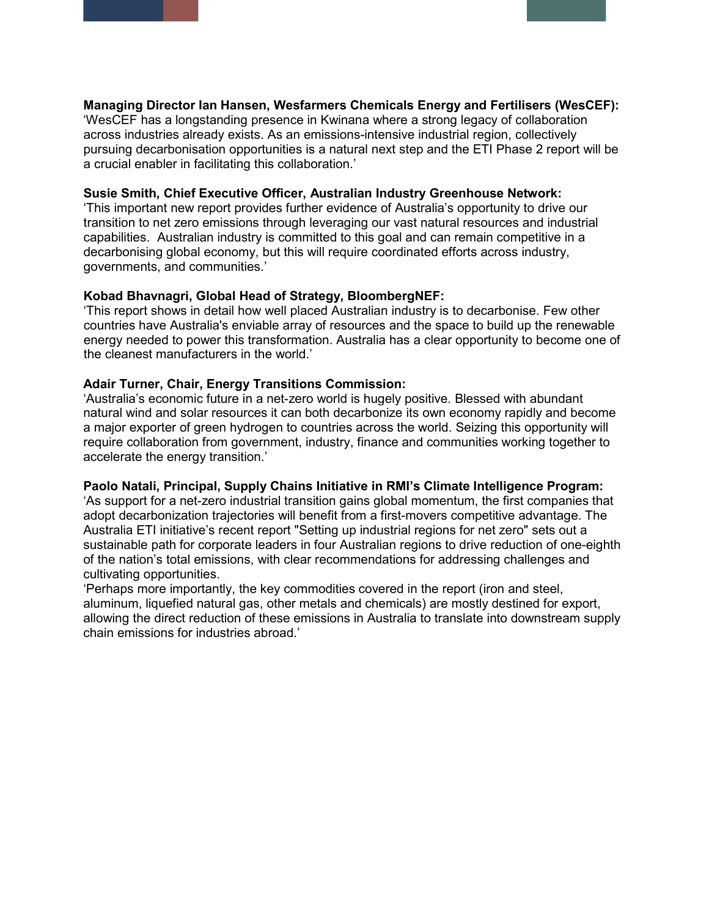**Managing Director Ian Hansen, Wesfarmers Chemicals Energy and Fertilisers (WesCEF):**
‘WesCEF has a longstanding presence in Kwinana where a strong legacy of collaboration across industries already exists. As an emissions-intensive industrial region, collectively pursuing decarbonisation opportunities is a natural next step and the ETI Phase 2 report will be a crucial enabler in facilitating this collaboration.’

**Susie Smith, Chief Executive Officer, Australian Industry Greenhouse Network:**
‘This important new report provides further evidence of Australia’s opportunity to drive our transition to net zero emissions through leveraging our vast natural resources and industrial capabilities. Australian industry is committed to this goal and can remain competitive in a decarbonising global economy, but this will require coordinated efforts across industry, governments, and communities.’

**Kobad Bhavnagri, Global Head of Strategy, BloombergNEF:**
‘This report shows in detail how well placed Australian industry is to decarbonise. Few other countries have Australia's enviable array of resources and the space to build up the renewable energy needed to power this transformation. Australia has a clear opportunity to become one of the cleanest manufacturers in the world.’

**Adair Turner, Chair, Energy Transitions Commission:**
‘Australia’s economic future in a net-zero world is hugely positive. Blessed with abundant natural wind and solar resources it can both decarbonize its own economy rapidly and become a major exporter of green hydrogen to countries across the world. Seizing this opportunity will require collaboration from government, industry, finance and communities working together to accelerate the energy transition.’

**Paolo Natali, Principal, Supply Chains Initiative in RMI’s Climate Intelligence Program:**
‘As support for a net-zero industrial transition gains global momentum, the first companies that adopt decarbonization trajectories will benefit from a first-movers competitive advantage. The Australia ETI initiative’s recent report "Setting up industrial regions for net zero" sets out a sustainable path for corporate leaders in four Australian regions to drive reduction of one-eighth of the nation’s total emissions, with clear recommendations for addressing challenges and cultivating opportunities.
‘Perhaps more importantly, the key commodities covered in the report (iron and steel, aluminum, liquefied natural gas, other metals and chemicals) are mostly destined for export, allowing the direct reduction of these emissions in Australia to translate into downstream supply chain emissions for industries abroad.’